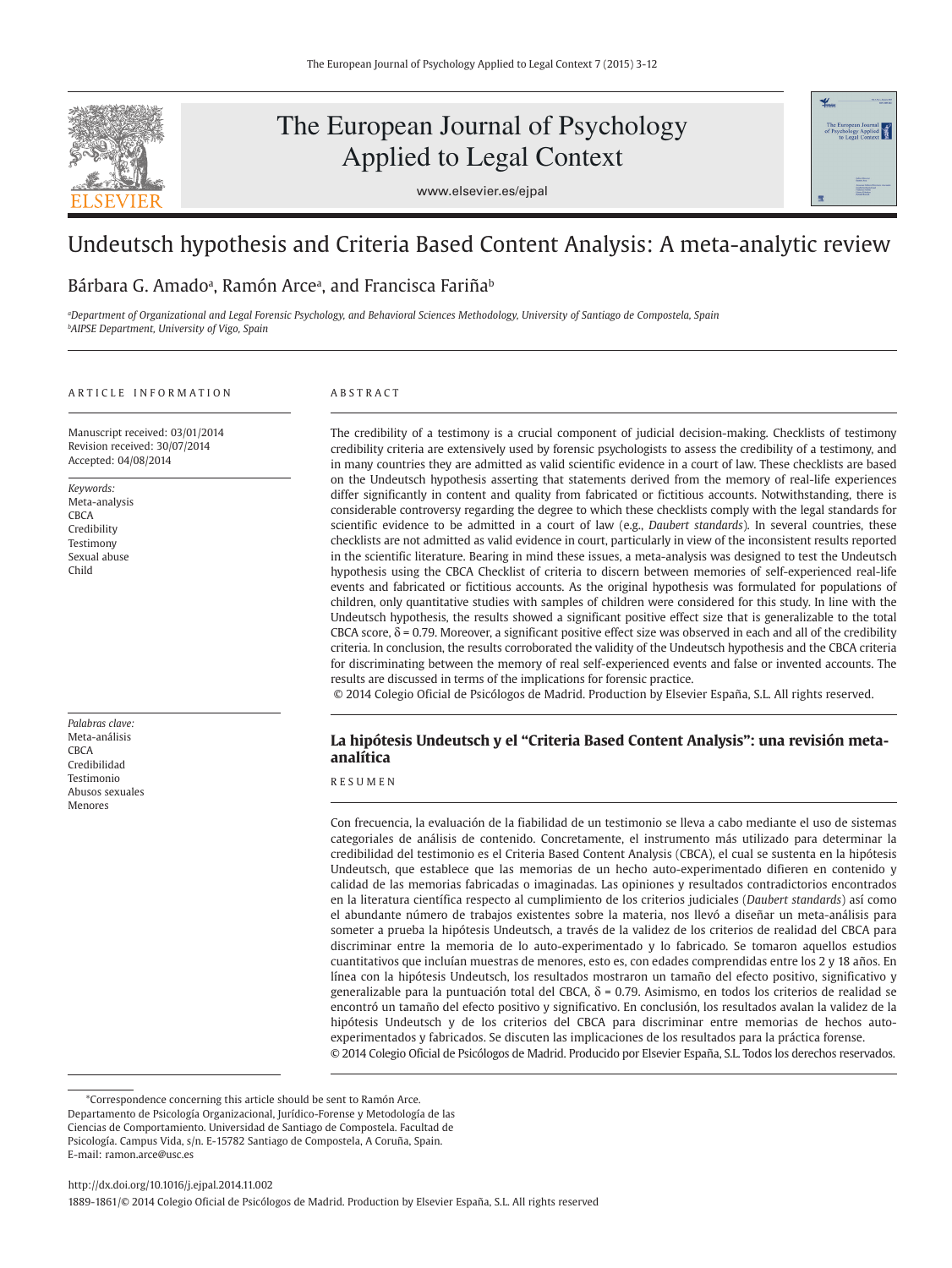# Undeutsch hypothesis and Criteria Based Content Analysis: A meta-analytic review

Bárbara G. Amado[a], Ramón Arce[a], and Francisca Fariña[b]

[a]Department of Organizational and Legal Forensic Psychology, and Behavioral Sciences Methodology, University of Santiago de Compostela, Spain
[b]AIPSE Department, University of Vigo, Spain

ARTICLE INFORMATION

Manuscript received: 03/01/2014
Revision received: 30/07/2014
Accepted: 04/08/2014

*Keywords:*
Meta-analysis
CBCA
Credibility
Testimony
Sexual abuse
Child

ABSTRACT

The credibility of a testimony is a crucial component of judicial decision-making. Checklists of testimony credibility criteria are extensively used by forensic psychologists to assess the credibility of a testimony, and in many countries they are admitted as valid scientific evidence in a court of law. These checklists are based on the Undeutsch hypothesis asserting that statements derived from the memory of real-life experiences differ significantly in content and quality from fabricated or fictitious accounts. Notwithstanding, there is considerable controversy regarding the degree to which these checklists comply with the legal standards for scientific evidence to be admitted in a court of law (e.g., *Daubert standards*). In several countries, these checklists are not admitted as valid evidence in court, particularly in view of the inconsistent results reported in the scientific literature. Bearing in mind these issues, a meta-analysis was designed to test the Undeutsch hypothesis using the CBCA Checklist of criteria to discern between memories of self-experienced real-life events and fabricated or fictitious accounts. As the original hypothesis was formulated for populations of children, only quantitative studies with samples of children were considered for this study. In line with the Undeutsch hypothesis, the results showed a significant positive effect size that is generalizable to the total CBCA score, $\delta = 0.79$. Moreover, a significant positive effect size was observed in each and all of the credibility criteria. In conclusion, the results corroborated the validity of the Undeutsch hypothesis and the CBCA criteria for discriminating between the memory of real self-experienced events and false or invented accounts. The results are discussed in terms of the implications for forensic practice.

© 2014 Colegio Oficial de Psicólogos de Madrid. Production by Elsevier España, S.L. All rights reserved.

## La hipótesis Undeutsch y el "Criteria Based Content Analysis": una revisión meta-analítica

*Palabras clave:*
Meta-análisis
CBCA
Credibilidad
Testimonio
Abusos sexuales
Menores

RESUMEN

Con frecuencia, la evaluación de la fiabilidad de un testimonio se lleva a cabo mediante el uso de sistemas categoriales de análisis de contenido. Concretamente, el instrumento más utilizado para determinar la credibilidad del testimonio es el Criteria Based Content Analysis (CBCA), el cual se sustenta en la hipótesis Undeutsch, que establece que las memorias de un hecho auto-experimentado difieren en contenido y calidad de las memorias fabricadas o imaginadas. Las opiniones y resultados contradictorios encontrados en la literatura científica respecto al cumplimiento de los criterios judiciales (*Daubert standards*) así como el abundante número de trabajos existentes sobre la materia, nos llevó a diseñar un meta-análisis para someter a prueba la hipótesis Undeutsch, a través de la validez de los criterios de realidad del CBCA para discriminar entre la memoria de lo auto-experimentado y lo fabricado. Se tomaron aquellos estudios cuantitativos que incluían muestras de menores, esto es, con edades comprendidas entre los 2 y 18 años. En línea con la hipótesis Undeutsch, los resultados mostraron un tamaño del efecto positivo, significativo y generalizable para la puntuación total del CBCA, $\delta = 0.79$. Asimismo, en todos los criterios de realidad se encontró un tamaño del efecto positivo y significativo. En conclusión, los resultados avalan la validez de la hipótesis Undeutsch y de los criterios del CBCA para discriminar entre memorias de hechos auto-experimentados y fabricados. Se discuten las implicaciones de los resultados para la práctica forense.

© 2014 Colegio Oficial de Psicólogos de Madrid. Producido por Elsevier España, S.L. Todos los derechos reservados.

*Correspondence concerning this article should be sent to Ramón Arce. Departamento de Psicología Organizacional, Jurídico-Forense y Metodología de las Ciencias de Comportamiento. Universidad de Santiago de Compostela. Facultad de Psicología. Campus Vida, s/n. E-15782 Santiago de Compostela, A Coruña, Spain. E-mail: ramon.arce@usc.es

http://dx.doi.org/10.1016/j.ejpal.2014.11.002
1889-1861/© 2014 Colegio Oficial de Psicólogos de Madrid. Production by Elsevier España, S.L. All rights reserved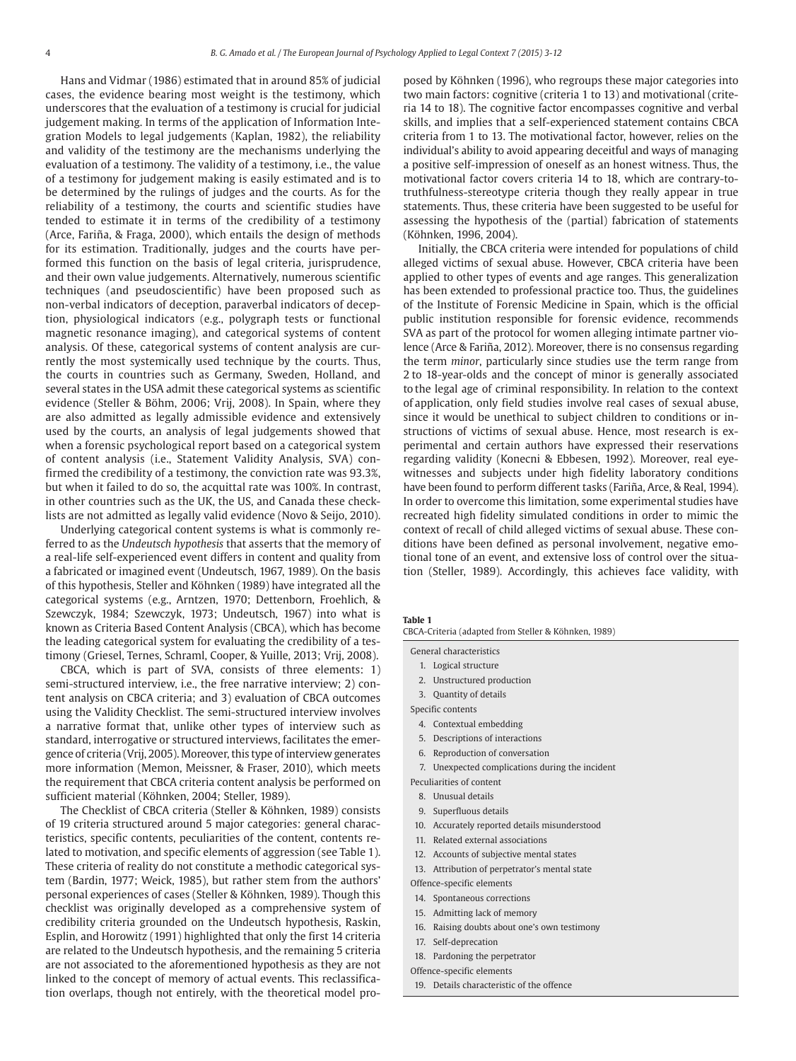Hans and Vidmar (1986) estimated that in around 85% of judicial cases, the evidence bearing most weight is the testimony, which underscores that the evaluation of a testimony is crucial for judicial judgement making. In terms of the application of Information Integration Models to legal judgements (Kaplan, 1982), the reliability and validity of the testimony are the mechanisms underlying the evaluation of a testimony. The validity of a testimony, i.e., the value of a testimony for judgement making is easily estimated and is to be determined by the rulings of judges and the courts. As for the reliability of a testimony, the courts and scientific studies have tended to estimate it in terms of the credibility of a testimony (Arce, Fariña, & Fraga, 2000), which entails the design of methods for its estimation. Traditionally, judges and the courts have performed this function on the basis of legal criteria, jurisprudence, and their own value judgements. Alternatively, numerous scientific techniques (and pseudoscientific) have been proposed such as non-verbal indicators of deception, paraverbal indicators of deception, physiological indicators (e.g., polygraph tests or functional magnetic resonance imaging), and categorical systems of content analysis. Of these, categorical systems of content analysis are currently the most systemically used technique by the courts. Thus, the courts in countries such as Germany, Sweden, Holland, and several states in the USA admit these categorical systems as scientific evidence (Steller & Böhm, 2006; Vrij, 2008). In Spain, where they are also admitted as legally admissible evidence and extensively used by the courts, an analysis of legal judgements showed that when a forensic psychological report based on a categorical system of content analysis (i.e., Statement Validity Analysis, SVA) confirmed the credibility of a testimony, the conviction rate was 93.3%, but when it failed to do so, the acquittal rate was 100%. In contrast, in other countries such as the UK, the US, and Canada these checklists are not admitted as legally valid evidence (Novo & Seijo, 2010).

Underlying categorical content systems is what is commonly referred to as the *Undeutsch hypothesis* that asserts that the memory of a real-life self-experienced event differs in content and quality from a fabricated or imagined event (Undeutsch, 1967, 1989). On the basis of this hypothesis, Steller and Köhnken (1989) have integrated all the categorical systems (e.g., Arntzen, 1970; Dettenborn, Froehlich, & Szewczyk, 1984; Szewczyk, 1973; Undeutsch, 1967) into what is known as Criteria Based Content Analysis (CBCA), which has become the leading categorical system for evaluating the credibility of a testimony (Griesel, Ternes, Schraml, Cooper, & Yuille, 2013; Vrij, 2008).

CBCA, which is part of SVA, consists of three elements: 1) semi-structured interview, i.e., the free narrative interview; 2) content analysis on CBCA criteria; and 3) evaluation of CBCA outcomes using the Validity Checklist. The semi-structured interview involves a narrative format that, unlike other types of interview such as standard, interrogative or structured interviews, facilitates the emergence of criteria (Vrij, 2005). Moreover, this type of interview generates more information (Memon, Meissner, & Fraser, 2010), which meets the requirement that CBCA criteria content analysis be performed on sufficient material (Köhnken, 2004; Steller, 1989).

The Checklist of CBCA criteria (Steller & Köhnken, 1989) consists of 19 criteria structured around 5 major categories: general characteristics, specific contents, peculiarities of the content, contents related to motivation, and specific elements of aggression (see Table 1). These criteria of reality do not constitute a methodic categorical system (Bardin, 1977; Weick, 1985), but rather stem from the authors' personal experiences of cases (Steller & Köhnken, 1989). Though this checklist was originally developed as a comprehensive system of credibility criteria grounded on the Undeutsch hypothesis, Raskin, Esplin, and Horowitz (1991) highlighted that only the first 14 criteria are related to the Undeutsch hypothesis, and the remaining 5 criteria are not associated to the aforementioned hypothesis as they are not linked to the concept of memory of actual events. This reclassification overlaps, though not entirely, with the theoretical model proposed by Köhnken (1996), who regroups these major categories into two main factors: cognitive (criteria 1 to 13) and motivational (criteria 14 to 18). The cognitive factor encompasses cognitive and verbal skills, and implies that a self-experienced statement contains CBCA criteria from 1 to 13. The motivational factor, however, relies on the individual's ability to avoid appearing deceitful and ways of managing a positive self-impression of oneself as an honest witness. Thus, the motivational factor covers criteria 14 to 18, which are contrary-to-truthfulness-stereotype criteria though they really appear in true statements. Thus, these criteria have been suggested to be useful for assessing the hypothesis of the (partial) fabrication of statements (Köhnken, 1996, 2004).

Initially, the CBCA criteria were intended for populations of child alleged victims of sexual abuse. However, CBCA criteria have been applied to other types of events and age ranges. This generalization has been extended to professional practice too. Thus, the guidelines of the Institute of Forensic Medicine in Spain, which is the official public institution responsible for forensic evidence, recommends SVA as part of the protocol for women alleging intimate partner violence (Arce & Fariña, 2012). Moreover, there is no consensus regarding the term *minor*, particularly since studies use the term range from 2 to 18-year-olds and the concept of minor is generally associated to the legal age of criminal responsibility. In relation to the context of application, only field studies involve real cases of sexual abuse, since it would be unethical to subject children to conditions or instructions of victims of sexual abuse. Hence, most research is experimental and certain authors have expressed their reservations regarding validity (Konecni & Ebbesen, 1992). Moreover, real eyewitnesses and subjects under high fidelity laboratory conditions have been found to perform different tasks (Fariña, Arce, & Real, 1994). In order to overcome this limitation, some experimental studies have recreated high fidelity simulated conditions in order to mimic the context of recall of child alleged victims of sexual abuse. These conditions have been defined as personal involvement, negative emotional tone of an event, and extensive loss of control over the situation (Steller, 1989). Accordingly, this achieves face validity, with

**Table 1**
CBCA-Criteria (adapted from Steller & Köhnken, 1989)

| |
|---|
| General characteristics |
| 1. Logical structure |
| 2. Unstructured production |
| 3. Quantity of details |
| Specific contents |
| 4. Contextual embedding |
| 5. Descriptions of interactions |
| 6. Reproduction of conversation |
| 7. Unexpected complications during the incident |
| Peculiarities of content |
| 8. Unusual details |
| 9. Superfluous details |
| 10. Accurately reported details misunderstood |
| 11. Related external associations |
| 12. Accounts of subjective mental states |
| 13. Attribution of perpetrator's mental state |
| Offence-specific elements |
| 14. Spontaneous corrections |
| 15. Admitting lack of memory |
| 16. Raising doubts about one's own testimony |
| 17. Self-deprecation |
| 18. Pardoning the perpetrator |
| Offence-specific elements |
| 19. Details characteristic of the offence |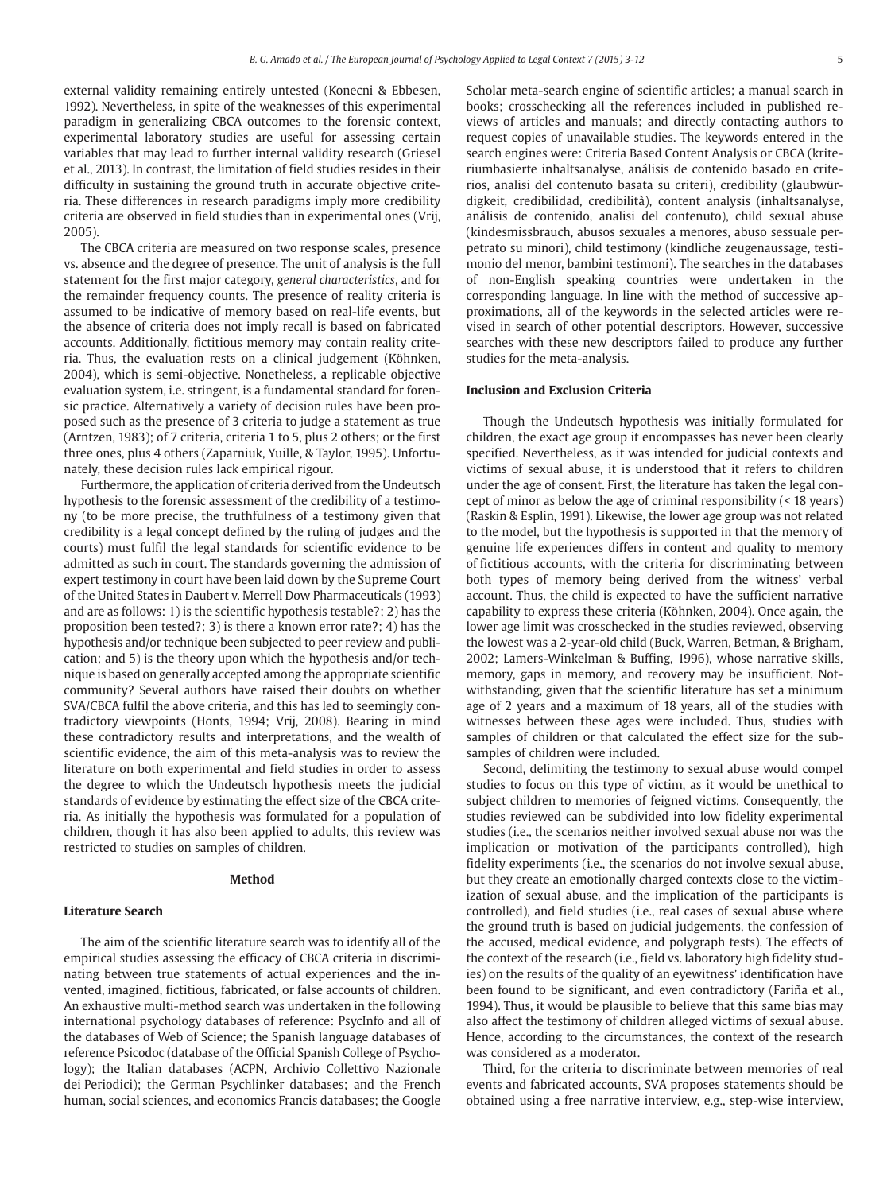external validity remaining entirely untested (Konecni & Ebbesen, 1992). Nevertheless, in spite of the weaknesses of this experimental paradigm in generalizing CBCA outcomes to the forensic context, experimental laboratory studies are useful for assessing certain variables that may lead to further internal validity research (Griesel et al., 2013). In contrast, the limitation of field studies resides in their difficulty in sustaining the ground truth in accurate objective criteria. These differences in research paradigms imply more credibility criteria are observed in field studies than in experimental ones (Vrij, 2005).

The CBCA criteria are measured on two response scales, presence vs. absence and the degree of presence. The unit of analysis is the full statement for the first major category, *general characteristics*, and for the remainder frequency counts. The presence of reality criteria is assumed to be indicative of memory based on real-life events, but the absence of criteria does not imply recall is based on fabricated accounts. Additionally, fictitious memory may contain reality criteria. Thus, the evaluation rests on a clinical judgement (Köhnken, 2004), which is semi-objective. Nonetheless, a replicable objective evaluation system, i.e. stringent, is a fundamental standard for forensic practice. Alternatively a variety of decision rules have been proposed such as the presence of 3 criteria to judge a statement as true (Arntzen, 1983); of 7 criteria, criteria 1 to 5, plus 2 others; or the first three ones, plus 4 others (Zaparniuk, Yuille, & Taylor, 1995). Unfortunately, these decision rules lack empirical rigour.

Furthermore, the application of criteria derived from the Undeutsch hypothesis to the forensic assessment of the credibility of a testimony (to be more precise, the truthfulness of a testimony given that credibility is a legal concept defined by the ruling of judges and the courts) must fulfil the legal standards for scientific evidence to be admitted as such in court. The standards governing the admission of expert testimony in court have been laid down by the Supreme Court of the United States in Daubert v. Merrell Dow Pharmaceuticals (1993) and are as follows: 1) is the scientific hypothesis testable?; 2) has the proposition been tested?; 3) is there a known error rate?; 4) has the hypothesis and/or technique been subjected to peer review and publication; and 5) is the theory upon which the hypothesis and/or technique is based on generally accepted among the appropriate scientific community? Several authors have raised their doubts on whether SVA/CBCA fulfil the above criteria, and this has led to seemingly contradictory viewpoints (Honts, 1994; Vrij, 2008). Bearing in mind these contradictory results and interpretations, and the wealth of scientific evidence, the aim of this meta-analysis was to review the literature on both experimental and field studies in order to assess the degree to which the Undeutsch hypothesis meets the judicial standards of evidence by estimating the effect size of the CBCA criteria. As initially the hypothesis was formulated for a population of children, though it has also been applied to adults, this review was restricted to studies on samples of children.

## Method

### Literature Search

The aim of the scientific literature search was to identify all of the empirical studies assessing the efficacy of CBCA criteria in discriminating between true statements of actual experiences and the invented, imagined, fictitious, fabricated, or false accounts of children. An exhaustive multi-method search was undertaken in the following international psychology databases of reference: PsycInfo and all of the databases of Web of Science; the Spanish language databases of reference Psicodoc (database of the Official Spanish College of Psychology); the Italian databases (ACPN, Archivio Collettivo Nazionale dei Periodici); the German Psychlinker databases; and the French human, social sciences, and economics Francis databases; the Google Scholar meta-search engine of scientific articles; a manual search in books; crosschecking all the references included in published reviews of articles and manuals; and directly contacting authors to request copies of unavailable studies. The keywords entered in the search engines were: Criteria Based Content Analysis or CBCA (kriteriumbasierte inhaltsanalyse, análisis de contenido basado en criterios, analisi del contenuto basata su criteri), credibility (glaubwürdigkeit, credibilidad, credibilità), content analysis (inhaltsanalyse, análisis de contenido, analisi del contenuto), child sexual abuse (kindesmissbrauch, abusos sexuales a menores, abuso sessuale perpetrato su minori), child testimony (kindliche zeugenaussage, testimonio del menor, bambini testimoni). The searches in the databases of non-English speaking countries were undertaken in the corresponding language. In line with the method of successive approximations, all of the keywords in the selected articles were revised in search of other potential descriptors. However, successive searches with these new descriptors failed to produce any further studies for the meta-analysis.

### Inclusion and Exclusion Criteria

Though the Undeutsch hypothesis was initially formulated for children, the exact age group it encompasses has never been clearly specified. Nevertheless, as it was intended for judicial contexts and victims of sexual abuse, it is understood that it refers to children under the age of consent. First, the literature has taken the legal concept of minor as below the age of criminal responsibility (< 18 years) (Raskin & Esplin, 1991). Likewise, the lower age group was not related to the model, but the hypothesis is supported in that the memory of genuine life experiences differs in content and quality to memory of fictitious accounts, with the criteria for discriminating between both types of memory being derived from the witness' verbal account. Thus, the child is expected to have the sufficient narrative capability to express these criteria (Köhnken, 2004). Once again, the lower age limit was crosschecked in the studies reviewed, observing the lowest was a 2-year-old child (Buck, Warren, Betman, & Brigham, 2002; Lamers-Winkelman & Buffing, 1996), whose narrative skills, memory, gaps in memory, and recovery may be insufficient. Notwithstanding, given that the scientific literature has set a minimum age of 2 years and a maximum of 18 years, all of the studies with witnesses between these ages were included. Thus, studies with samples of children or that calculated the effect size for the subsamples of children were included.

Second, delimiting the testimony to sexual abuse would compel studies to focus on this type of victim, as it would be unethical to subject children to memories of feigned victims. Consequently, the studies reviewed can be subdivided into low fidelity experimental studies (i.e., the scenarios neither involved sexual abuse nor was the implication or motivation of the participants controlled), high fidelity experiments (i.e., the scenarios do not involve sexual abuse, but they create an emotionally charged contexts close to the victimization of sexual abuse, and the implication of the participants is controlled), and field studies (i.e., real cases of sexual abuse where the ground truth is based on judicial judgements, the confession of the accused, medical evidence, and polygraph tests). The effects of the context of the research (i.e., field vs. laboratory high fidelity studies) on the results of the quality of an eyewitness' identification have been found to be significant, and even contradictory (Fariña et al., 1994). Thus, it would be plausible to believe that this same bias may also affect the testimony of children alleged victims of sexual abuse. Hence, according to the circumstances, the context of the research was considered as a moderator.

Third, for the criteria to discriminate between memories of real events and fabricated accounts, SVA proposes statements should be obtained using a free narrative interview, e.g., step-wise interview,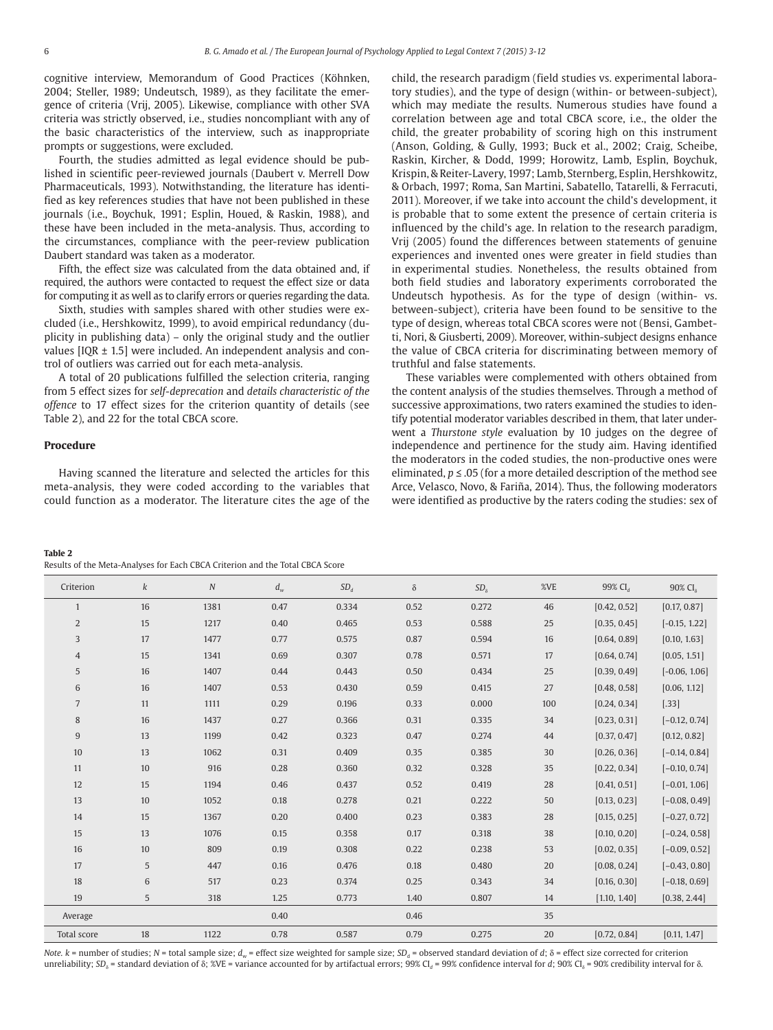cognitive interview, Memorandum of Good Practices (Köhnken, 2004; Steller, 1989; Undeutsch, 1989), as they facilitate the emergence of criteria (Vrij, 2005). Likewise, compliance with other SVA criteria was strictly observed, i.e., studies noncompliant with any of the basic characteristics of the interview, such as inappropriate prompts or suggestions, were excluded.

Fourth, the studies admitted as legal evidence should be published in scientific peer-reviewed journals (Daubert v. Merrell Dow Pharmaceuticals, 1993). Notwithstanding, the literature has identified as key references studies that have not been published in these journals (i.e., Boychuk, 1991; Esplin, Houed, & Raskin, 1988), and these have been included in the meta-analysis. Thus, according to the circumstances, compliance with the peer-review publication Daubert standard was taken as a moderator.

Fifth, the effect size was calculated from the data obtained and, if required, the authors were contacted to request the effect size or data for computing it as well as to clarify errors or queries regarding the data.

Sixth, studies with samples shared with other studies were excluded (i.e., Hershkowitz, 1999), to avoid empirical redundancy (duplicity in publishing data) – only the original study and the outlier values [IQR ± 1.5] were included. An independent analysis and control of outliers was carried out for each meta-analysis.

A total of 20 publications fulfilled the selection criteria, ranging from 5 effect sizes for *self-deprecation* and *details characteristic of the offence* to 17 effect sizes for the criterion quantity of details (see Table 2), and 22 for the total CBCA score.

## Procedure

Having scanned the literature and selected the articles for this meta-analysis, they were coded according to the variables that could function as a moderator. The literature cites the age of the child, the research paradigm (field studies vs. experimental laboratory studies), and the type of design (within- or between-subject), which may mediate the results. Numerous studies have found a correlation between age and total CBCA score, i.e., the older the child, the greater probability of scoring high on this instrument (Anson, Golding, & Gully, 1993; Buck et al., 2002; Craig, Scheibe, Raskin, Kircher, & Dodd, 1999; Horowitz, Lamb, Esplin, Boychuk, Krispin, & Reiter-Lavery, 1997; Lamb, Sternberg, Esplin, Hershkowitz, & Orbach, 1997; Roma, San Martini, Sabatello, Tatarelli, & Ferracuti, 2011). Moreover, if we take into account the child's development, it is probable that to some extent the presence of certain criteria is influenced by the child's age. In relation to the research paradigm, Vrij (2005) found the differences between statements of genuine experiences and invented ones were greater in field studies than in experimental studies. Nonetheless, the results obtained from both field studies and laboratory experiments corroborated the Undeutsch hypothesis. As for the type of design (within- vs. between-subject), criteria have been found to be sensitive to the type of design, whereas total CBCA scores were not (Bensi, Gambetti, Nori, & Giusberti, 2009). Moreover, within-subject designs enhance the value of CBCA criteria for discriminating between memory of truthful and false statements.

These variables were complemented with others obtained from the content analysis of the studies themselves. Through a method of successive approximations, two raters examined the studies to identify potential moderator variables described in them, that later underwent a *Thurstone style* evaluation by 10 judges on the degree of independence and pertinence for the study aim. Having identified the moderators in the coded studies, the non-productive ones were eliminated, $p \leq .05$ (for a more detailed description of the method see Arce, Velasco, Novo, & Fariña, 2014). Thus, the following moderators were identified as productive by the raters coding the studies: sex of

**Table 2**
Results of the Meta-Analyses for Each CBCA Criterion and the Total CBCA Score

| Criterion | $k$ | $N$ | $d_w$ | $SD_d$ | $\delta$ | $SD_\delta$ | %VE | 99% $CI_d$ | 90% $CI_\delta$ |
|---|---|---|---|---|---|---|---|---|---|
| 1 | 16 | 1381 | 0.47 | 0.334 | 0.52 | 0.272 | 46 | [0.42, 0.52] | [0.17, 0.87] |
| 2 | 15 | 1217 | 0.40 | 0.465 | 0.53 | 0.588 | 25 | [0.35, 0.45] | [-0.15, 1.22] |
| 3 | 17 | 1477 | 0.77 | 0.575 | 0.87 | 0.594 | 16 | [0.64, 0.89] | [0.10, 1.63] |
| 4 | 15 | 1341 | 0.69 | 0.307 | 0.78 | 0.571 | 17 | [0.64, 0.74] | [0.05, 1.51] |
| 5 | 16 | 1407 | 0.44 | 0.443 | 0.50 | 0.434 | 25 | [0.39, 0.49] | [-0.06, 1.06] |
| 6 | 16 | 1407 | 0.53 | 0.430 | 0.59 | 0.415 | 27 | [0.48, 0.58] | [0.06, 1.12] |
| 7 | 11 | 1111 | 0.29 | 0.196 | 0.33 | 0.000 | 100 | [0.24, 0.34] | [.33] |
| 8 | 16 | 1437 | 0.27 | 0.366 | 0.31 | 0.335 | 34 | [0.23, 0.31] | [−0.12, 0.74] |
| 9 | 13 | 1199 | 0.42 | 0.323 | 0.47 | 0.274 | 44 | [0.37, 0.47] | [0.12, 0.82] |
| 10 | 13 | 1062 | 0.31 | 0.409 | 0.35 | 0.385 | 30 | [0.26, 0.36] | [−0.14, 0.84] |
| 11 | 10 | 916 | 0.28 | 0.360 | 0.32 | 0.328 | 35 | [0.22, 0.34] | [−0.10, 0.74] |
| 12 | 15 | 1194 | 0.46 | 0.437 | 0.52 | 0.419 | 28 | [0.41, 0.51] | [−0.01, 1.06] |
| 13 | 10 | 1052 | 0.18 | 0.278 | 0.21 | 0.222 | 50 | [0.13, 0.23] | [−0.08, 0.49] |
| 14 | 15 | 1367 | 0.20 | 0.400 | 0.23 | 0.383 | 28 | [0.15, 0.25] | [−0.27, 0.72] |
| 15 | 13 | 1076 | 0.15 | 0.358 | 0.17 | 0.318 | 38 | [0.10, 0.20] | [−0.24, 0.58] |
| 16 | 10 | 809 | 0.19 | 0.308 | 0.22 | 0.238 | 53 | [0.02, 0.35] | [−0.09, 0.52] |
| 17 | 5 | 447 | 0.16 | 0.476 | 0.18 | 0.480 | 20 | [0.08, 0.24] | [−0.43, 0.80] |
| 18 | 6 | 517 | 0.23 | 0.374 | 0.25 | 0.343 | 34 | [0.16, 0.30] | [−0.18, 0.69] |
| 19 | 5 | 318 | 1.25 | 0.773 | 1.40 | 0.807 | 14 | [1.10, 1.40] | [0.38, 2.44] |
| Average | | | 0.40 | | 0.46 | | 35 | | |
| Total score | 18 | 1122 | 0.78 | 0.587 | 0.79 | 0.275 | 20 | [0.72, 0.84] | [0.11, 1.47] |

*Note.* $k$ = number of studies; $N$ = total sample size; $d_w$ = effect size weighted for sample size; $SD_d$ = observed standard deviation of $d$; $\delta$ = effect size corrected for criterion unreliability; $SD_\delta$ = standard deviation of $\delta$; %VE = variance accounted for by artifactual errors; 99% $CI_d$ = 99% confidence interval for $d$; 90% $CI_\delta$ = 90% credibility interval for $\delta$.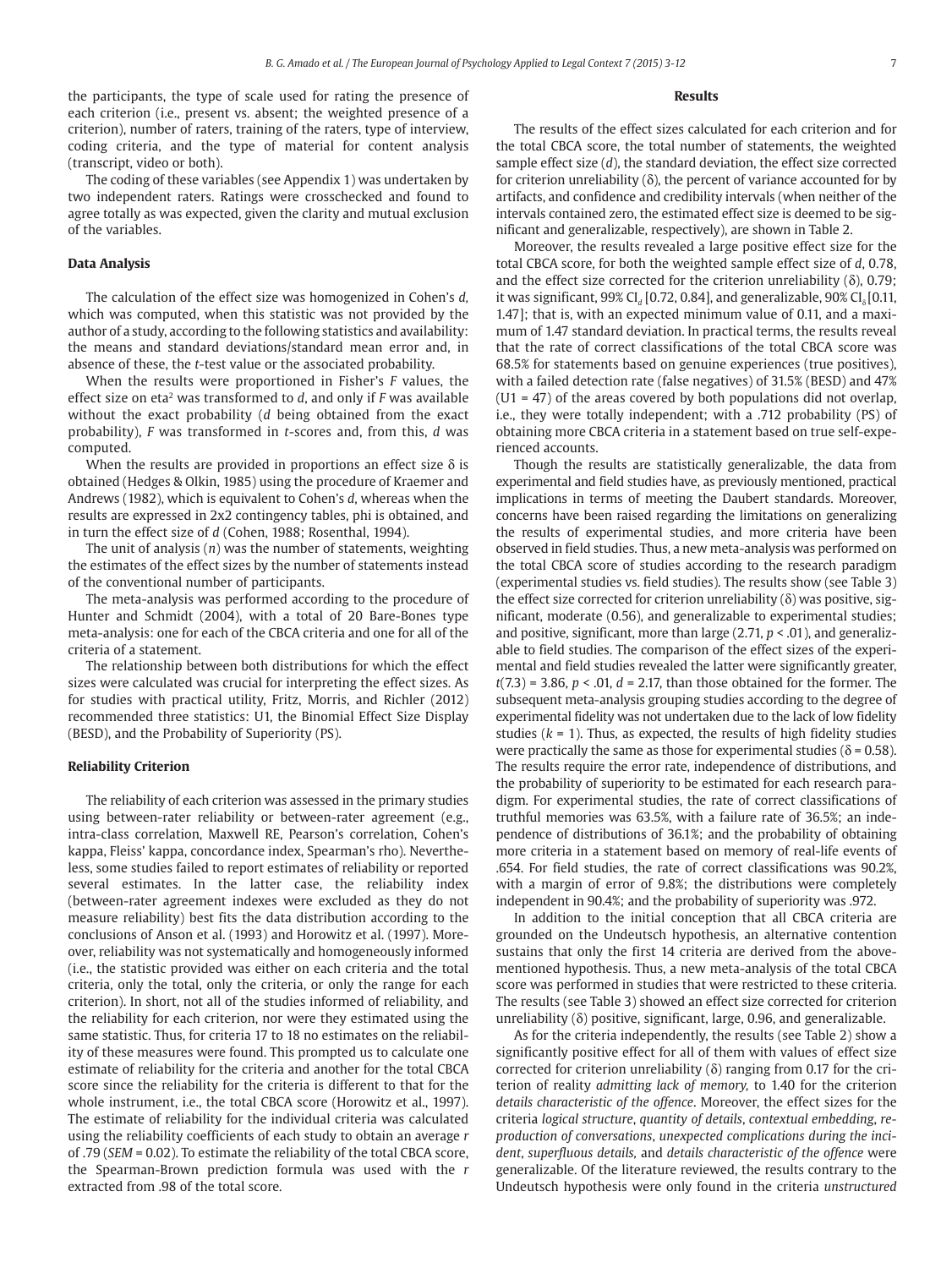the participants, the type of scale used for rating the presence of each criterion (i.e., present vs. absent; the weighted presence of a criterion), number of raters, training of the raters, type of interview, coding criteria, and the type of material for content analysis (transcript, video or both).

The coding of these variables (see Appendix 1) was undertaken by two independent raters. Ratings were crosschecked and found to agree totally as was expected, given the clarity and mutual exclusion of the variables.

### Data Analysis

The calculation of the effect size was homogenized in Cohen's *d*, which was computed, when this statistic was not provided by the author of a study, according to the following statistics and availability: the means and standard deviations/standard mean error and, in absence of these, the *t*-test value or the associated probability.

When the results were proportioned in Fisher's *F* values, the effect size on eta$^2$ was transformed to *d*, and only if *F* was available without the exact probability (*d* being obtained from the exact probability), *F* was transformed in *t*-scores and, from this, *d* was computed.

When the results are provided in proportions an effect size δ is obtained (Hedges & Olkin, 1985) using the procedure of Kraemer and Andrews (1982), which is equivalent to Cohen's *d*, whereas when the results are expressed in 2x2 contingency tables, phi is obtained, and in turn the effect size of *d* (Cohen, 1988; Rosenthal, 1994).

The unit of analysis (*n*) was the number of statements, weighting the estimates of the effect sizes by the number of statements instead of the conventional number of participants.

The meta-analysis was performed according to the procedure of Hunter and Schmidt (2004), with a total of 20 Bare-Bones type meta-analysis: one for each of the CBCA criteria and one for all of the criteria of a statement.

The relationship between both distributions for which the effect sizes were calculated was crucial for interpreting the effect sizes. As for studies with practical utility, Fritz, Morris, and Richler (2012) recommended three statistics: U1, the Binomial Effect Size Display (BESD), and the Probability of Superiority (PS).

### Reliability Criterion

The reliability of each criterion was assessed in the primary studies using between-rater reliability or between-rater agreement (e.g., intra-class correlation, Maxwell RE, Pearson's correlation, Cohen's kappa, Fleiss' kappa, concordance index, Spearman's rho). Nevertheless, some studies failed to report estimates of reliability or reported several estimates. In the latter case, the reliability index (between-rater agreement indexes were excluded as they do not measure reliability) best fits the data distribution according to the conclusions of Anson et al. (1993) and Horowitz et al. (1997). Moreover, reliability was not systematically and homogeneously informed (i.e., the statistic provided was either on each criteria and the total criteria, only the total, only the criteria, or only the range for each criterion). In short, not all of the studies informed of reliability, and the reliability for each criterion, nor were they estimated using the same statistic. Thus, for criteria 17 to 18 no estimates on the reliability of these measures were found. This prompted us to calculate one estimate of reliability for the criteria and another for the total CBCA score since the reliability for the criteria is different to that for the whole instrument, i.e., the total CBCA score (Horowitz et al., 1997). The estimate of reliability for the individual criteria was calculated using the reliability coefficients of each study to obtain an average *r* of .79 (*SEM* = 0.02). To estimate the reliability of the total CBCA score, the Spearman-Brown prediction formula was used with the *r* extracted from .98 of the total score.

## Results

The results of the effect sizes calculated for each criterion and for the total CBCA score, the total number of statements, the weighted sample effect size (*d*), the standard deviation, the effect size corrected for criterion unreliability (δ), the percent of variance accounted for by artifacts, and confidence and credibility intervals (when neither of the intervals contained zero, the estimated effect size is deemed to be significant and generalizable, respectively), are shown in Table 2.

Moreover, the results revealed a large positive effect size for the total CBCA score, for both the weighted sample effect size of *d*, 0.78, and the effect size corrected for the criterion unreliability (δ), 0.79; it was significant, 99% $CI_d$ [0.72, 0.84], and generalizable, 90% $CI_\delta$ [0.11, 1.47]; that is, with an expected minimum value of 0.11, and a maximum of 1.47 standard deviation. In practical terms, the results reveal that the rate of correct classifications of the total CBCA score was 68.5% for statements based on genuine experiences (true positives), with a failed detection rate (false negatives) of 31.5% (BESD) and 47% (U1 = 47) of the areas covered by both populations did not overlap, i.e., they were totally independent; with a .712 probability (PS) of obtaining more CBCA criteria in a statement based on true self-experienced accounts.

Though the results are statistically generalizable, the data from experimental and field studies have, as previously mentioned, practical implications in terms of meeting the Daubert standards. Moreover, concerns have been raised regarding the limitations on generalizing the results of experimental studies, and more criteria have been observed in field studies. Thus, a new meta-analysis was performed on the total CBCA score of studies according to the research paradigm (experimental studies vs. field studies). The results show (see Table 3) the effect size corrected for criterion unreliability (δ) was positive, significant, moderate (0.56), and generalizable to experimental studies; and positive, significant, more than large (2.71, $p < .01$), and generalizable to field studies. The comparison of the effect sizes of the experimental and field studies revealed the latter were significantly greater, $t(7.3) = 3.86$, $p < .01$, $d = 2.17$, than those obtained for the former. The subsequent meta-analysis grouping studies according to the degree of experimental fidelity was not undertaken due to the lack of low fidelity studies ($k = 1$). Thus, as expected, the results of high fidelity studies were practically the same as those for experimental studies (δ = 0.58). The results require the error rate, independence of distributions, and the probability of superiority to be estimated for each research paradigm. For experimental studies, the rate of correct classifications of truthful memories was 63.5%, with a failure rate of 36.5%; an independence of distributions of 36.1%; and the probability of obtaining more criteria in a statement based on memory of real-life events of .654. For field studies, the rate of correct classifications was 90.2%, with a margin of error of 9.8%; the distributions were completely independent in 90.4%; and the probability of superiority was .972.

In addition to the initial conception that all CBCA criteria are grounded on the Undeutsch hypothesis, an alternative contention sustains that only the first 14 criteria are derived from the above-mentioned hypothesis. Thus, a new meta-analysis of the total CBCA score was performed in studies that were restricted to these criteria. The results (see Table 3) showed an effect size corrected for criterion unreliability (δ) positive, significant, large, 0.96, and generalizable.

As for the criteria independently, the results (see Table 2) show a significantly positive effect for all of them with values of effect size corrected for criterion unreliability (δ) ranging from 0.17 for the criterion of reality *admitting lack of memory*, to 1.40 for the criterion *details characteristic of the offence*. Moreover, the effect sizes for the criteria *logical structure*, *quantity of details*, *contextual embedding*, *reproduction of conversations*, *unexpected complications during the incident*, *superfluous details*, and *details characteristic of the offence* were generalizable. Of the literature reviewed, the results contrary to the Undeutsch hypothesis were only found in the criteria *unstructured*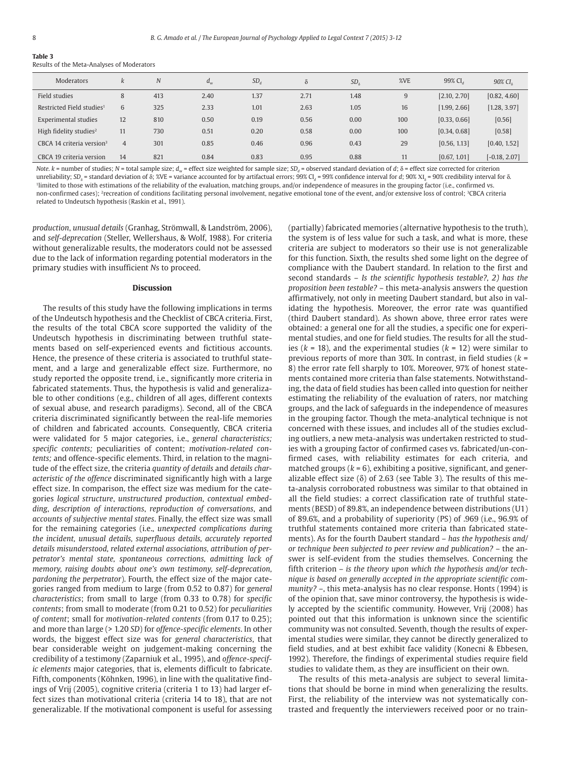**Table 3**
Results of the Meta-Analyses of Moderators

| Moderators | $k$ | $N$ | $d_w$ | $SD_d$ | $\delta$ | $SD_\delta$ | %VE | 99% $CI_d$ | 90% $CI_\delta$ |
|---|---|---|---|---|---|---|---|---|---|
| Field studies | 8 | 413 | 2.40 | 1.37 | 2.71 | 1.48 | 9 | [2.10, 2.70] | [0.82, 4.60] |
| Restricted Field studies[1] | 6 | 325 | 2.33 | 1.01 | 2.63 | 1.05 | 16 | [1.99, 2.66] | [1.28, 3.97] |
| Experimental studies | 12 | 810 | 0.50 | 0.19 | 0.56 | 0.00 | 100 | [0.33, 0.66] | [0.56] |
| High fidelity studies[2] | 11 | 730 | 0.51 | 0.20 | 0.58 | 0.00 | 100 | [0.34, 0.68] | [0.58] |
| CBCA 14 criteria version[3] | 4 | 301 | 0.85 | 0.46 | 0.96 | 0.43 | 29 | [0.56, 1.13] | [0.40, 1.52] |
| CBCA 19 criteria version | 14 | 821 | 0.84 | 0.83 | 0.95 | 0.88 | 11 | [0.67, 1.01] | [-0.18, 2.07] |

*Note.* $k$ = number of studies; $N$ = total sample size; $d_w$ = effect size weighted for sample size; $SD_d$ = observed standard deviation of $d$; $\delta$ = effect size corrected for criterion unreliability; $SD_\delta$ = standard deviation of $\delta$; %VE = variance accounted for by artifactual errors; 99% $CI_d$ = 99% confidence interval for $d$; 90% $XI_\delta$ = 90% credibility interval for $\delta$.
[1]limited to those with estimations of the reliability of the evaluation, matching groups, and/or independence of measures in the grouping factor (i.e., confirmed vs. non-confirmed cases); [2]recreation of conditions facilitating personal involvement, negative emotional tone of the event, and/or extensive loss of control; [3]CBCA criteria related to Undeutsch hypothesis (Raskin et al., 1991).

*production*, *unusual details* (Granhag, Strömwall, & Landström, 2006), and *self-deprecation* (Steller, Wellershaus, & Wolf, 1988). For criteria without generalizable results, the moderators could not be assessed due to the lack of information regarding potential moderators in the primary studies with insufficient *N*s to proceed.

## Discussion

The results of this study have the following implications in terms of the Undeutsch hypothesis and the Checklist of CBCA criteria. First, the results of the total CBCA score supported the validity of the Undeutsch hypothesis in discriminating between truthful statements based on self-experienced events and fictitious accounts. Hence, the presence of these criteria is associated to truthful statement, and a large and generalizable effect size. Furthermore, no study reported the opposite trend, i.e., significantly more criteria in fabricated statements. Thus, the hypothesis is valid and generalizable to other conditions (e.g., children of all ages, different contexts of sexual abuse, and research paradigms). Second, all of the CBCA criteria discriminated significantly between the real-life memories of children and fabricated accounts. Consequently, CBCA criteria were validated for 5 major categories, i.e., *general characteristics; specific contents;* peculiarities of content; *motivation-related contents;* and offence-specific elements. Third, in relation to the magnitude of the effect size, the criteria *quantity of details* and *details characteristic of the offence* discriminated significantly high with a large effect size. In comparison, the effect size was medium for the categories *logical structure*, *unstructured production*, *contextual embedding*, *description of interactions*, *reproduction of conversations*, and *accounts of subjective mental states*. Finally, the effect size was small for the remaining categories (i.e., *unexpected complications during the incident, unusual details, superfluous details, accurately reported details misunderstood, related external associations, attribution of perpetrator's mental state, spontaneous corrections, admitting lack of memory, raising doubts about one's own testimony, self-deprecation, pardoning the perpetrator*). Fourth, the effect size of the major categories ranged from medium to large (from 0.52 to 0.87) for *general characteristics*; from small to large (from 0.33 to 0.78) for *specific contents*; from small to moderate (from 0.21 to 0.52) for *peculiarities of content*; small for *motivation-related contents* (from 0.17 to 0.25); and more than large (> 1.20 *SD*) for *offence-specific elements*. In other words, the biggest effect size was for *general characteristics*, that bear considerable weight on judgement-making concerning the credibility of a testimony (Zaparniuk et al., 1995), and *offence-specific elements* major categories, that is, elements difficult to fabricate. Fifth, components (Köhnken, 1996), in line with the qualitative findings of Vrij (2005), cognitive criteria (criteria 1 to 13) had larger effect sizes than motivational criteria (criteria 14 to 18), that are not generalizable. If the motivational component is useful for assessing (partially) fabricated memories (alternative hypothesis to the truth), the system is of less value for such a task, and what is more, these criteria are subject to moderators so their use is not generalizable for this function. Sixth, the results shed some light on the degree of compliance with the Daubert standard. In relation to the first and second standards – *Is the scientific hypothesis testable?, 2) has the proposition been testable?* – this meta-analysis answers the question affirmatively, not only in meeting Daubert standard, but also in validating the hypothesis. Moreover, the error rate was quantified (third Daubert standard). As shown above, three error rates were obtained: a general one for all the studies, a specific one for experimental studies, and one for field studies. The results for all the studies ($k$ = 18), and the experimental studies ($k$ = 12) were similar to previous reports of more than 30%. In contrast, in field studies ($k$ = 8) the error rate fell sharply to 10%. Moreover, 97% of honest statements contained more criteria than false statements. Notwithstanding, the data of field studies has been called into question for neither estimating the reliability of the evaluation of raters, nor matching groups, and the lack of safeguards in the independence of measures in the grouping factor. Though the meta-analytical technique is not concerned with these issues, and includes all of the studies excluding outliers, a new meta-analysis was undertaken restricted to studies with a grouping factor of confirmed cases vs. fabricated/un-confirmed cases, with reliability estimates for each criteria, and matched groups ($k$ = 6), exhibiting a positive, significant, and generalizable effect size ($\delta$) of 2.63 (see Table 3). The results of this meta-analysis corroborated robustness was similar to that obtained in all the field studies: a correct classification rate of truthful statements (BESD) of 89.8%, an independence between distributions (U1) of 89.6%, and a probability of superiority (PS) of .969 (i.e., 96.9% of truthful statements contained more criteria than fabricated statements). As for the fourth Daubert standard – *has the hypothesis and/or technique been subjected to peer review and publication?* – the answer is self-evident from the studies themselves. Concerning the fifth criterion – *is the theory upon which the hypothesis and/or technique is based on generally accepted in the appropriate scientific community?* –, this meta-analysis has no clear response. Honts (1994) is of the opinion that, save minor controversy, the hypothesis is widely accepted by the scientific community. However, Vrij (2008) has pointed out that this information is unknown since the scientific community was not consulted. Seventh, though the results of experimental studies were similar, they cannot be directly generalized to field studies, and at best exhibit face validity (Konecni & Ebbesen, 1992). Therefore, the findings of experimental studies require field studies to validate them, as they are insufficient on their own.

The results of this meta-analysis are subject to several limitations that should be borne in mind when generalizing the results. First, the reliability of the interview was not systematically contrasted and frequently the interviewers received poor or no train-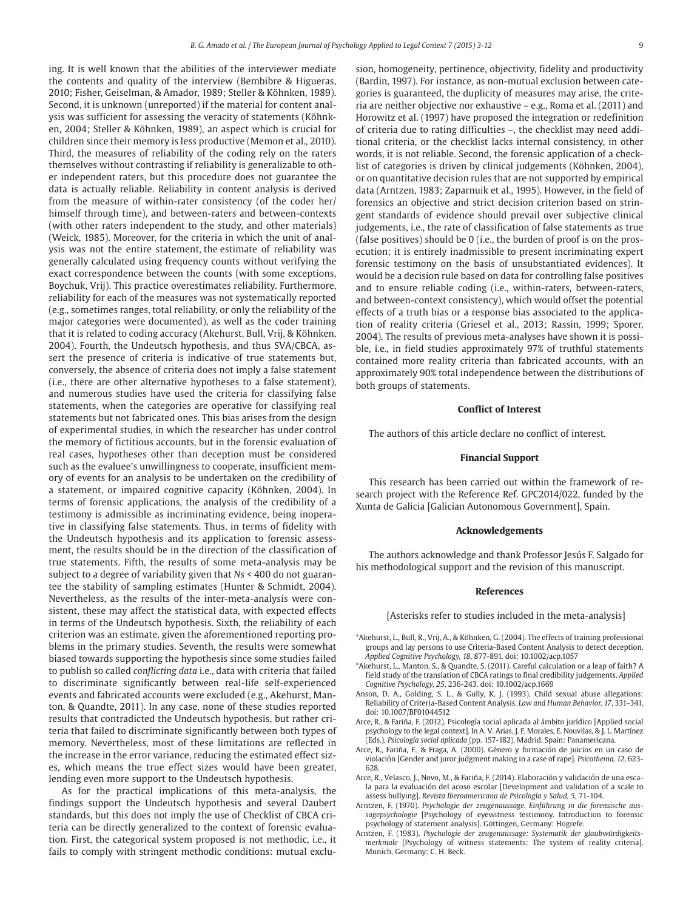ing. It is well known that the abilities of the interviewer mediate the contents and quality of the interview (Bembibre & Higueras, 2010; Fisher, Geiselman, & Amador, 1989; Steller & Köhnken, 1989). Second, it is unknown (unreported) if the material for content analysis was sufficient for assessing the veracity of statements (Köhnken, 2004; Steller & Köhnken, 1989), an aspect which is crucial for children since their memory is less productive (Memon et al., 2010). Third, the measures of reliability of the coding rely on the raters themselves without contrasting if reliability is generalizable to other independent raters, but this procedure does not guarantee the data is actually reliable. Reliability in content analysis is derived from the measure of within-rater consistency (of the coder her/himself through time), and between-raters and between-contexts (with other raters independent to the study, and other materials) (Weick, 1985). Moreover, for the criteria in which the unit of analysis was not the entire statement, the estimate of reliability was generally calculated using frequency counts without verifying the exact correspondence between the counts (with some exceptions, Boychuk, Vrij). This practice overestimates reliability. Furthermore, reliability for each of the measures was not systematically reported (e.g., sometimes ranges, total reliability, or only the reliability of the major categories were documented), as well as the coder training that it is related to coding accuracy (Akehurst, Bull, Vrij, & Köhnken, 2004). Fourth, the Undeutsch hypothesis, and thus SVA/CBCA, assert the presence of criteria is indicative of true statements but, conversely, the absence of criteria does not imply a false statement (i.e., there are other alternative hypotheses to a false statement), and numerous studies have used the criteria for classifying false statements, when the categories are operative for classifying real statements but not fabricated ones. This bias arises from the design of experimental studies, in which the researcher has under control the memory of fictitious accounts, but in the forensic evaluation of real cases, hypotheses other than deception must be considered such as the evaluee's unwillingness to cooperate, insufficient memory of events for an analysis to be undertaken on the credibility of a statement, or impaired cognitive capacity (Köhnken, 2004). In terms of forensic applications, the analysis of the credibility of a testimony is admissible as incriminating evidence, being inoperative in classifying false statements. Thus, in terms of fidelity with the Undeutsch hypothesis and its application to forensic assessment, the results should be in the direction of the classification of true statements. Fifth, the results of some meta-analysis may be subject to a degree of variability given that *N*s < 400 do not guarantee the stability of sampling estimates (Hunter & Schmidt, 2004). Nevertheless, as the results of the inter-meta-analysis were consistent, these may affect the statistical data, with expected effects in terms of the Undeutsch hypothesis. Sixth, the reliability of each criterion was an estimate, given the aforementioned reporting problems in the primary studies. Seventh, the results were somewhat biased towards supporting the hypothesis since some studies failed to publish so called *conflicting data* i.e., data with criteria that failed to discriminate significantly between real-life self-experienced events and fabricated accounts were excluded (e.g., Akehurst, Manton, & Quandte, 2011). In any case, none of these studies reported results that contradicted the Undeutsch hypothesis, but rather criteria that failed to discriminate significantly between both types of memory. Nevertheless, most of these limitations are reflected in the increase in the error variance, reducing the estimated effect sizes, which means the true effect sizes would have been greater, lending even more support to the Undeutsch hypothesis.

As for the practical implications of this meta-analysis, the findings support the Undeutsch hypothesis and several Daubert standards, but this does not imply the use of Checklist of CBCA criteria can be directly generalized to the context of forensic evaluation. First, the categorical system proposed is not methodic, i.e., it fails to comply with stringent methodic conditions: mutual exclusion, homogeneity, pertinence, objectivity, fidelity and productivity (Bardin, 1997). For instance, as non-mutual exclusion between categories is guaranteed, the duplicity of measures may arise, the criteria are neither objective nor exhaustive – e.g., Roma et al. (2011) and Horowitz et al. (1997) have proposed the integration or redefinition of criteria due to rating difficulties –, the checklist may need additional criteria, or the checklist lacks internal consistency, in other words, it is not reliable. Second, the forensic application of a checklist of categories is driven by clinical judgements (Köhnken, 2004), or on quantitative decision rules that are not supported by empirical data (Arntzen, 1983; Zaparnuik et al., 1995). However, in the field of forensics an objective and strict decision criterion based on stringent standards of evidence should prevail over subjective clinical judgements, i.e., the rate of classification of false statements as true (false positives) should be 0 (i.e., the burden of proof is on the prosecution; it is entirely inadmissible to present incriminating expert forensic testimony on the basis of unsubstantiated evidences). It would be a decision rule based on data for controlling false positives and to ensure reliable coding (i.e., within-raters, between-raters, and between-context consistency), which would offset the potential effects of a truth bias or a response bias associated to the application of reality criteria (Griesel et al., 2013; Rassin, 1999; Sporer, 2004). The results of previous meta-analyses have shown it is possible, i.e., in field studies approximately 97% of truthful statements contained more reality criteria than fabricated accounts, with an approximately 90% total independence between the distributions of both groups of statements.

### Conflict of Interest

The authors of this article declare no conflict of interest.

### Financial Support

This research has been carried out within the framework of research project with the Reference Ref. GPC2014/022, funded by the Xunta de Galicia [Galician Autonomous Government], Spain.

### Acknowledgements

The authors acknowledge and thank Professor Jesús F. Salgado for his methodological support and the revision of this manuscript.

### References

[Asterisks refer to studies included in the meta-analysis]

*Akehurst, L., Bull, R., Vrij, A., & Köhnken, G. (2004). The effects of training professional groups and lay persons to use Criteria-Based Content Analysis to detect deception. *Applied Cognitive Psychology, 18*, 877-891. doi: 10.1002/acp.1057

*Akehurst, L., Manton, S., & Quandte, S. (2011). Careful calculation or a leap of faith? A field study of the translation of CBCA ratings to final credibility judgements. *Applied Cognitive Psychology, 25*, 236-243. doi: 10.1002/acp.1669

Anson, D. A., Golding, S. L., & Gully, K. J. (1993). Child sexual abuse allegations: Reliability of Criteria-Based Content Analysis. *Law and Human Behavior, 17*, 331-341. doi: 10.1007/BF01044512

Arce, R., & Fariña, F. (2012). Psicología social aplicada al ámbito jurídico [Applied social psychology to the legal context]. In A. V. Arias, J. F. Morales, E. Nouvilas, & J. L. Martínez (Eds.), *Psicología social aplicada* (pp. 157-182). Madrid, Spain: Panamericana.

Arce, R., Fariña, F., & Fraga, A. (2000). Género y formación de juicios en un caso de violación [Gender and juror judgment making in a case of rape]. *Psicothema, 12*, 623-628.

Arce, R., Velasco, J., Novo, M., & Fariña, F. (2014). Elaboración y validación de una escala para la evaluación del acoso escolar [Development and validation of a scale to assess bullying]. *Revista Iberoamericana de Psicología y Salud, 5*, 71-104.

Arntzen, F. (1970). *Psychologie der zeugenaussage. Einführung in die forensische aussagepsychologie* [Psychology of eyewitness testimony. Introduction to forensic psychology of statement analysis]. Göttingen, Germany: Hogrefe.

Arntzen, F. (1983). *Psychologie der zeugenaussage: Systematik der glaubwürdigkeitsmerkmale* [Psychology of witness statements: The system of reality criteria]. Munich, Germany: C. H. Beck.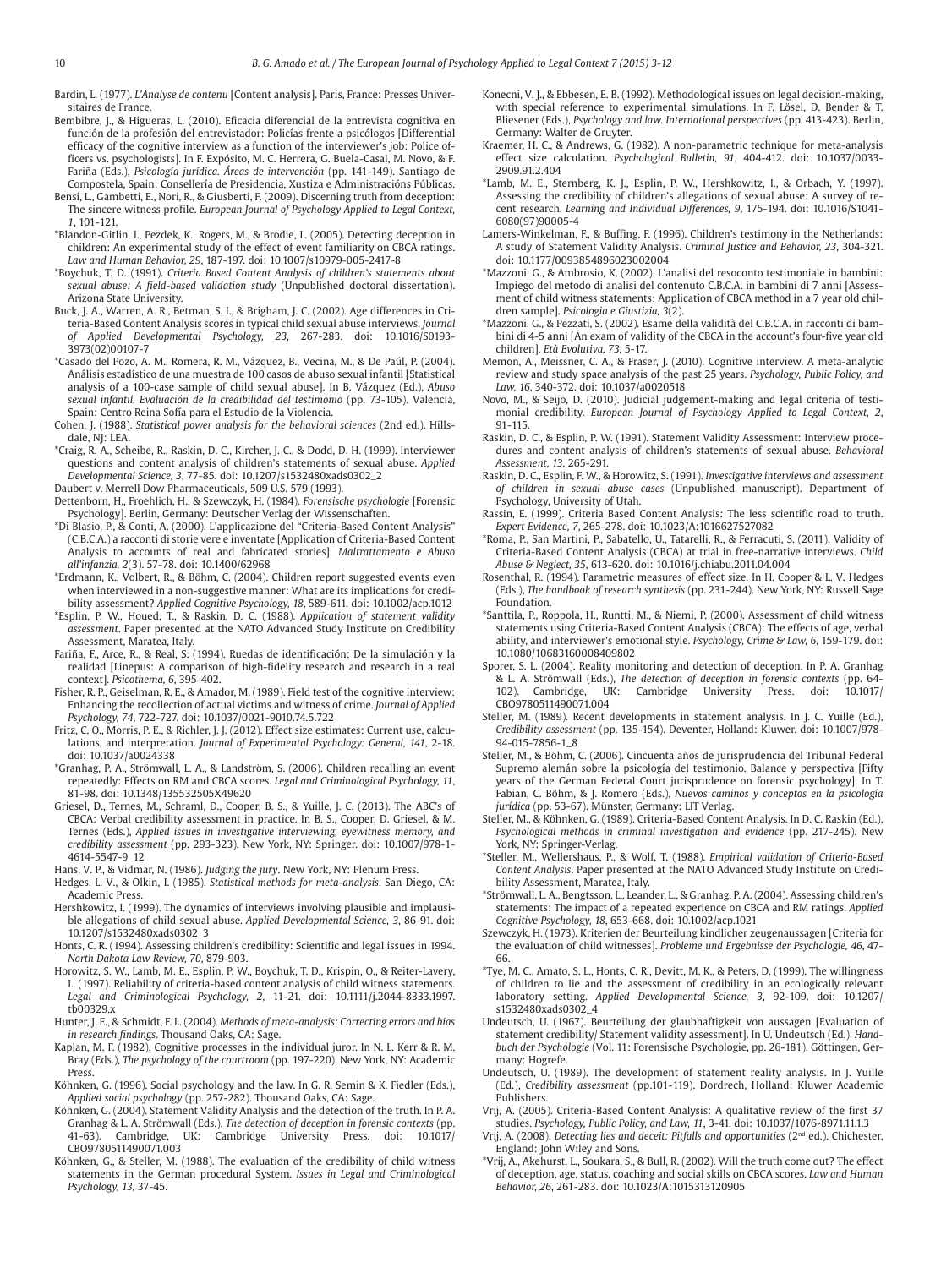Bardin, L. (1977). *L'Analyse de contenu* [Content analysis]. Paris, France: Presses Universitaires de France.

Bembibre, J., & Higueras, L. (2010). Eficacia diferencial de la entrevista cognitiva en función de la profesión del entrevistador: Policías frente a psicólogos [Differential efficacy of the cognitive interview as a function of the interviewer's job: Police officers vs. psychologists]. In F. Expósito, M. C. Herrera, G. Buela-Casal, M. Novo, & F. Fariña (Eds.), *Psicología jurídica. Áreas de intervención* (pp. 141-149). Santiago de Compostela, Spain: Consellería de Presidencia, Xustiza e Administracións Públicas.

Bensi, L., Gambetti, E., Nori, R., & Giusberti, F. (2009). Discerning truth from deception: The sincere witness profile. *European Journal of Psychology Applied to Legal Context, 1*, 101-121.

*Blandon-Gitlin, I., Pezdek, K., Rogers, M., & Brodie, L. (2005). Detecting deception in children: An experimental study of the effect of event familiarity on CBCA ratings. *Law and Human Behavior, 29*, 187-197. doi: 10.1007/s10979-005-2417-8

*Boychuk, T. D. (1991). *Criteria Based Content Analysis of children's statements about sexual abuse: A field-based validation study* (Unpublished doctoral dissertation). Arizona State University.

Buck, J. A., Warren, A. R., Betman, S. I., & Brigham, J. C. (2002). Age differences in Criteria-Based Content Analysis scores in typical child sexual abuse interviews. *Journal of Applied Developmental Psychology, 23*, 267-283. doi: 10.1016/S0193-3973(02)00107-7

*Casado del Pozo, A. M., Romera, R. M., Vázquez, B., Vecina, M., & De Paúl, P. (2004). Análisis estadístico de una muestra de 100 casos de abuso sexual infantil [Statistical analysis of a 100-case sample of child sexual abuse]. In B. Vázquez (Ed.), *Abuso sexual infantil. Evaluación de la credibilidad del testimonio* (pp. 73-105). Valencia, Spain: Centro Reina Sofía para el Estudio de la Violencia.

Cohen, J. (1988). *Statistical power analysis for the behavioral sciences* (2nd ed.). Hillsdale, NJ: LEA.

*Craig, R. A., Scheibe, R., Raskin, D. C., Kircher, J. C., & Dodd, D. H. (1999). Interviewer questions and content analysis of children's statements of sexual abuse. *Applied Developmental Science, 3*, 77-85. doi: 10.1207/s1532480xads0302_2

Daubert v. Merrell Dow Pharmaceuticals, 509 U.S. 579 (1993).

Dettenborn, H., Froehlich, H., & Szewczyk, H. (1984). *Forensische psychologie* [Forensic Psychology]. Berlin, Germany: Deutscher Verlag der Wissenschaften.

*Di Blasio, P., & Conti, A. (2000). L'applicazione del "Criteria-Based Content Analysis" (C.B.C.A.) a racconti di storie vere e inventate [Application of Criteria-Based Content Analysis to accounts of real and fabricated stories]. *Maltrattamento e Abuso all'infanzia, 2*(3). 57-78. doi: 10.1400/62968

*Erdmann, K., Volbert, R., & Böhm, C. (2004). Children report suggested events even when interviewed in a non-suggestive manner: What are its implications for credibility assessment? *Applied Cognitive Psychology, 18*, 589-611. doi: 10.1002/acp.1012

*Esplin, P. W., Houed, T., & Raskin, D. C. (1988). *Application of statement validity assessment*. Paper presented at the NATO Advanced Study Institute on Credibility Assessment, Maratea, Italy.

Fariña, F., Arce, R., & Real, S. (1994). Ruedas de identificación: De la simulación y la realidad [Linepus: A comparison of high-fidelity research and research in a real context]. *Psicothema, 6*, 395-402.

Fisher, R. P., Geiselman, R. E., & Amador, M. (1989). Field test of the cognitive interview: Enhancing the recollection of actual victims and witness of crime. *Journal of Applied Psychology, 74*, 722-727. doi: 10.1037/0021-9010.74.5.722

Fritz, C. O., Morris, P. E., & Richler, J. J. (2012). Effect size estimates: Current use, calculations, and interpretation. *Journal of Experimental Psychology: General, 141*, 2-18. doi: 10.1037/a0024338

*Granhag, P. A., Strömwall, L. A., & Landström, S. (2006). Children recalling an event repeatedly: Effects on RM and CBCA scores. *Legal and Criminological Psychology, 11*, 81-98. doi: 10.1348/135532505X49620

Griesel, D., Ternes, M., Schraml, D., Cooper, B. S., & Yuille, J. C. (2013). The ABC's of CBCA: Verbal credibility assessment in practice. In B. S., Cooper, D. Griesel, & M. Ternes (Eds.), *Applied issues in investigative interviewing, eyewitness memory, and credibility assessment* (pp. 293-323). New York, NY: Springer. doi: 10.1007/978-1-4614-5547-9_12

Hans, V. P., & Vidmar, N. (1986). *Judging the jury*. New York, NY: Plenum Press.

Hedges, L. V., & Olkin, I. (1985). *Statistical methods for meta-analysis*. San Diego, CA: Academic Press.

Hershkowitz, I. (1999). The dynamics of interviews involving plausible and implausible allegations of child sexual abuse. *Applied Developmental Science, 3*, 86-91. doi: 10.1207/s1532480xads0302_3

Honts, C. R. (1994). Assessing children's credibility: Scientific and legal issues in 1994. *North Dakota Law Review, 70*, 879-903.

Horowitz, S. W., Lamb, M. E., Esplin, P. W., Boychuk, T. D., Krispin, O., & Reiter-Lavery, L. (1997). Reliability of criteria-based content analysis of child witness statements. *Legal and Criminological Psychology, 2*, 11-21. doi: 10.1111/j.2044-8333.1997.tb00329.x

Hunter, J. E., & Schmidt, F. L. (2004). *Methods of meta-analysis: Correcting errors and bias in research findings*. Thousand Oaks, CA: Sage.

Kaplan, M. F. (1982). Cognitive processes in the individual juror. In N. L. Kerr & R. M. Bray (Eds.), *The psychology of the courtroom* (pp. 197-220). New York, NY: Academic Press.

Köhnken, G. (1996). Social psychology and the law. In G. R. Semin & K. Fiedler (Eds.), *Applied social psychology* (pp. 257-282). Thousand Oaks, CA: Sage.

Köhnken, G. (2004). Statement Validity Analysis and the detection of the truth. In P. A. Granhag & L. A. Strömwall (Eds.), *The detection of deception in forensic contexts* (pp. 41-63). Cambridge, UK: Cambridge University Press. doi: 10.1017/CBO9780511490071.003

Köhnken, G., & Steller, M. (1988). The evaluation of the credibility of child witness statements in the German procedural System. *Issues in Legal and Criminological Psychology, 13*, 37-45.

Konecni, V. J., & Ebbesen, E. B. (1992). Methodological issues on legal decision-making, with special reference to experimental simulations. In F. Lösel, D. Bender & T. Bliesener (Eds.), *Psychology and law. International perspectives* (pp. 413-423). Berlin, Germany: Walter de Gruyter.

Kraemer, H. C., & Andrews, G. (1982). A non-parametric technique for meta-analysis effect size calculation. *Psychological Bulletin, 91*, 404-412. doi: 10.1037/0033-2909.91.2.404

*Lamb, M. E., Sternberg, K. J., Esplin, P. W., Hershkowitz, I., & Orbach, Y. (1997). Assessing the credibility of children's allegations of sexual abuse: A survey of recent research. *Learning and Individual Differences, 9*, 175-194. doi: 10.1016/S1041-6080(97)90005-4

Lamers-Winkelman, F., & Buffing, F. (1996). Children's testimony in the Netherlands: A study of Statement Validity Analysis. *Criminal Justice and Behavior, 23*, 304-321. doi: 10.1177/0093854896023002004

*Mazzoni, G., & Ambrosio, K. (2002). L'analisi del resoconto testimoniale in bambini: Impiego del metodo di analisi del contenuto C.B.C.A. in bambini di 7 anni [Assessment of child witness statements: Application of CBCA method in a 7 year old children sample]. *Psicologia e Giustizia, 3*(2).

*Mazzoni, G., & Pezzati, S. (2002). Esame della validità del C.B.C.A. in racconti di bambini di 4-5 anni [An exam of validity of the CBCA in the account's four-five year old children]. *Età Evolutiva, 73*, 5-17.

Memon, A., Meissner, C. A., & Fraser, J. (2010). Cognitive interview. A meta-analytic review and study space analysis of the past 25 years. *Psychology, Public Policy, and Law, 16*, 340-372. doi: 10.1037/a0020518

Novo, M., & Seijo, D. (2010). Judicial judgement-making and legal criteria of testimonial credibility. *European Journal of Psychology Applied to Legal Context, 2*, 91-115.

Raskin, D. C., & Esplin, P. W. (1991). Statement Validity Assessment: Interview procedures and content analysis of children's statements of sexual abuse. *Behavioral Assessment, 13*, 265-291.

Raskin, D. C., Esplin, F. W., & Horowitz, S. (1991). *Investigative interviews and assessment of children in sexual abuse cases* (Unpublished manuscript). Department of Psychology, University of Utah.

Rassin, E. (1999). Criteria Based Content Analysis: The less scientific road to truth. *Expert Evidence, 7*, 265-278. doi: 10.1023/A:1016627527082

*Roma, P., San Martini, P., Sabatello, U., Tatarelli, R., & Ferracuti, S. (2011). Validity of Criteria-Based Content Analysis (CBCA) at trial in free-narrative interviews. *Child Abuse & Neglect, 35*, 613-620. doi: 10.1016/j.chiabu.2011.04.004

Rosenthal, R. (1994). Parametric measures of effect size. In H. Cooper & L. V. Hedges (Eds.), *The handbook of research synthesis* (pp. 231-244). New York, NY: Russell Sage Foundation.

*Santtila, P., Roppola, H., Runtti, M., & Niemi, P. (2000). Assessment of child witness statements using Criteria-Based Content Analysis (CBCA): The effects of age, verbal ability, and interviewer's emotional style. *Psychology, Crime & Law, 6*, 159-179. doi: 10.1080/10683160008409802

Sporer, S. L. (2004). Reality monitoring and detection of deception. In P. A. Granhag & L. A. Strömwall (Eds.), *The detection of deception in forensic contexts* (pp. 64-102). Cambridge, UK: Cambridge University Press. doi: 10.1017/CBO9780511490071.004

Steller, M. (1989). Recent developments in statement analysis. In J. C. Yuille (Ed.), *Credibility assessment* (pp. 135-154). Deventer, Holland: Kluwer. doi: 10.1007/978-94-015-7856-1_8

Steller, M., & Böhm, C. (2006). Cincuenta años de jurisprudencia del Tribunal Federal Supremo alemán sobre la psicología del testimonio. Balance y perspectiva [Fifty years of the German Federal Court jurisprudence on forensic psychology]. In T. Fabian, C. Böhm, & J. Romero (Eds.), *Nuevos caminos y conceptos en la psicología jurídica* (pp. 53-67). Münster, Germany: LIT Verlag.

Steller, M., & Köhnken, G. (1989). Criteria-Based Content Analysis. In D. C. Raskin (Ed.), *Psychological methods in criminal investigation and evidence* (pp. 217-245). New York, NY: Springer-Verlag.

*Steller, M., Wellershaus, P., & Wolf, T. (1988). *Empirical validation of Criteria-Based Content Analysis*. Paper presented at the NATO Advanced Study Institute on Credibility Assessment, Maratea, Italy.

*Strömwall, L. A., Bengtsson, L., Leander, L., & Granhag, P. A. (2004). Assessing children's statements: The impact of a repeated experience on CBCA and RM ratings. *Applied Cognitive Psychology, 18*, 653-668. doi: 10.1002/acp.1021

Szewczyk, H. (1973). Kriterien der Beurteilung kindlicher zeugenaussagen [Criteria for the evaluation of child witnesses]. *Probleme und Ergebnisse der Psychologie, 46*, 47-66.

*Tye, M. C., Amato, S. L., Honts, C. R., Devitt, M. K., & Peters, D. (1999). The willingness of children to lie and the assessment of credibility in an ecologically relevant laboratory setting. *Applied Developmental Science, 3*, 92-109. doi: 10.1207/s1532480xads0302_4

Undeutsch, U. (1967). Beurteilung der glaubhaftigkeit von aussagen [Evaluation of statement credibility/ Statement validity assessment]. In U. Undeutsch (Ed.), *Handbuch der Psychologie* (Vol. 11: Forensische Psychologie, pp. 26-181). Göttingen, Germany: Hogrefe.

Undeutsch, U. (1989). The development of statement reality analysis. In J. Yuille (Ed.), *Credibility assessment* (pp.101-119). Dordrech, Holland: Kluwer Academic Publishers.

Vrij, A. (2005). Criteria-Based Content Analysis: A qualitative review of the first 37 studies. *Psychology, Public Policy, and Law, 11*, 3-41. doi: 10.1037/1076-8971.11.1.3

Vrij, A. (2008). *Detecting lies and deceit: Pitfalls and opportunities* (2nd ed.). Chichester, England: John Wiley and Sons.

*Vrij, A., Akehurst, L., Soukara, S., & Bull, R. (2002). Will the truth come out? The effect of deception, age, status, coaching and social skills on CBCA scores. *Law and Human Behavior, 26*, 261-283. doi: 10.1023/A:1015313120905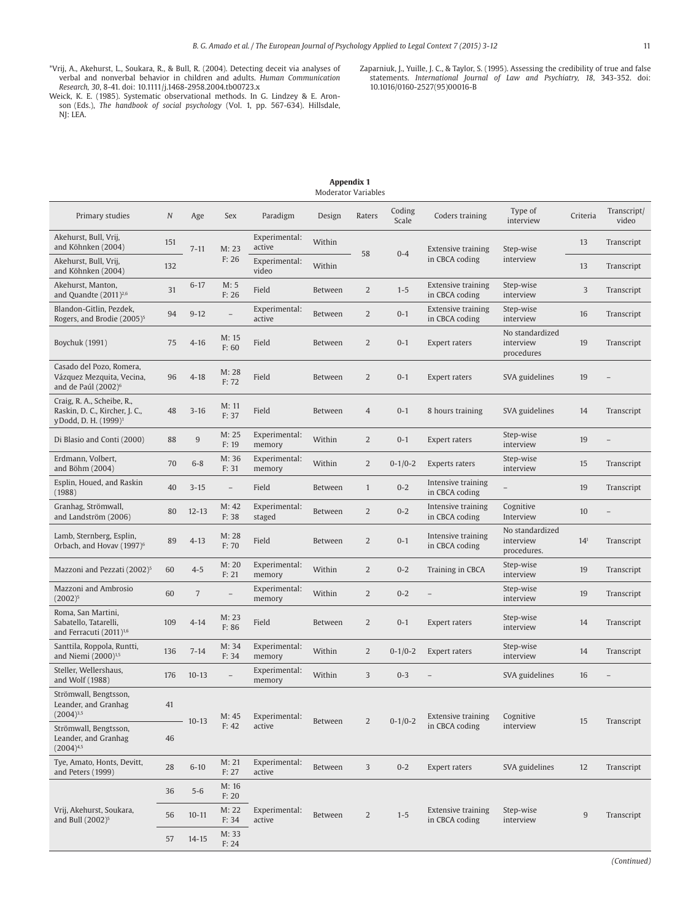*Vrij, A., Akehurst, L., Soukara, R., & Bull, R. (2004). Detecting deceit via analyses of verbal and nonverbal behavior in children and adults. *Human Communication Research*, *30*, 8-41. doi: 10.1111/j.1468-2958.2004.tb00723.x

Weick, K. E. (1985). Systematic observational methods. In G. Lindzey & E. Aronson (Eds.), *The handbook of social psychology* (Vol. 1, pp. 567-634). Hillsdale, NJ: LEA.

Zaparniuk, J., Yuille, J. C., & Taylor, S. (1995). Assessing the credibility of true and false statements. *International Journal of Law and Psychiatry*, *18*, 343-352. doi: 10.1016/0160-2527(95)00016-B

**Appendix 1**
Moderator Variables

| Primary studies | *N* | Age | Sex | Paradigm | Design | Raters | Coding Scale | Coders training | Type of interview | Criteria | Transcript/ video |
|---|---|---|---|---|---|---|---|---|---|---|---|
| Akehurst, Bull, Vrij, and Köhnken (2004) | 151 | 7-11 | M: 23 F: 26 | Experimental: active | Within | 58 | 0-4 | Extensive training in CBCA coding | Step-wise interview | 13 | Transcript |
| Akehurst, Bull, Vrij, and Köhnken (2004) | 132 | | | Experimental: video | Within | | | | | 13 | Transcript |
| Akehurst, Manton, and Quandte (2011)[2,6] | 31 | 6-17 | M: 5 F: 26 | Field | Between | 2 | 1-5 | Extensive training in CBCA coding | Step-wise interview | 3 | Transcript |
| Blandon-Gitlin, Pezdek, Rogers, and Brodie (2005)[5] | 94 | 9-12 | – | Experimental: active | Between | 2 | 0-1 | Extensive training in CBCA coding | Step-wise interview | 16 | Transcript |
| Boychuk (1991) | 75 | 4-16 | M: 15 F: 60 | Field | Between | 2 | 0-1 | Expert raters | No standardized interview procedures | 19 | Transcript |
| Casado del Pozo, Romera, Vázquez Mezquita, Vecina, and de Paúl (2002)[6] | 96 | 4-18 | M: 28 F: 72 | Field | Between | 2 | 0-1 | Expert raters | SVA guidelines | 19 | – |
| Craig, R. A., Scheibe, R., Raskin, D. C., Kircher, J. C., y Dodd, D. H. (1999)[1] | 48 | 3-16 | M: 11 F: 37 | Field | Between | 4 | 0-1 | 8 hours training | SVA guidelines | 14 | Transcript |
| Di Blasio and Conti (2000) | 88 | 9 | M: 25 F: 19 | Experimental: memory | Within | 2 | 0-1 | Expert raters | Step-wise interview | 19 | – |
| Erdmann, Volbert, and Böhm (2004) | 70 | 6-8 | M: 36 F: 31 | Experimental: memory | Within | 2 | 0-1/0-2 | Experts raters | Step-wise interview | 15 | Transcript |
| Esplin, Houed, and Raskin (1988) | 40 | 3-15 | – | Field | Between | 1 | 0-2 | Intensive training in CBCA coding | – | 19 | Transcript |
| Granhag, Strömwall, and Landström (2006) | 80 | 12-13 | M: 42 F: 38 | Experimental: staged | Between | 2 | 0-2 | Intensive training in CBCA coding | Cognitive Interview | 10 | – |
| Lamb, Sternberg, Esplin, Orbach, and Hovav (1997)[6] | 89 | 4-13 | M: 28 F: 70 | Field | Between | 2 | 0-1 | Intensive training in CBCA coding | No standardized interview procedures. | 14[1] | Transcript |
| Mazzoni and Pezzati (2002)[5] | 60 | 4-5 | M: 20 F: 21 | Experimental: memory | Within | 2 | 0-2 | Training in CBCA | Step-wise interview | 19 | Transcript |
| Mazzoni and Ambrosio (2002)[5] | 60 | 7 | – | Experimental: memory | Within | 2 | 0-2 | – | Step-wise interview | 19 | Transcript |
| Roma, San Martini, Sabatello, Tatarelli, and Ferracuti (2011)[1,6] | 109 | 4-14 | M: 23 F: 86 | Field | Between | 2 | 0-1 | Expert raters | Step-wise interview | 14 | Transcript |
| Santtila, Roppola, Runtti, and Niemi (2000)[1,5] | 136 | 7-14 | M: 34 F: 34 | Experimental: memory | Within | 2 | 0-1/0-2 | Expert raters | Step-wise interview | 14 | Transcript |
| Steller, Wellershaus, and Wolf (1988) | 176 | 10-13 | – | Experimental: memory | Within | 3 | 0-3 | – | SVA guidelines | 16 | – |
| Strömwall, Bengtsson, Leander, and Granhag (2004)[3,5] | 41 | 10-13 | M: 45 F: 42 | Experimental: active | Between | 2 | 0-1/0-2 | Extensive training in CBCA coding | Cognitive interview | 15 | Transcript |
| Strömwall, Bengtsson, Leander, and Granhag (2004)[4,5] | 46 | | | | | | | | | | |
| Tye, Amato, Honts, Devitt, and Peters (1999) | 28 | 6-10 | M: 21 F: 27 | Experimental: active | Between | 3 | 0-2 | Expert raters | SVA guidelines | 12 | Transcript |
| Vrij, Akehurst, Soukara, and Bull (2002)[5] | 36 | 5-6 | M: 16 F: 20 | Experimental: active | Between | 2 | 1-5 | Extensive training in CBCA coding | Step-wise interview | 9 | Transcript |
| | 56 | 10-11 | M: 22 F: 34 | | | | | | | | |
| | 57 | 14-15 | M: 33 F: 24 | | | | | | | | |

*(Continued)*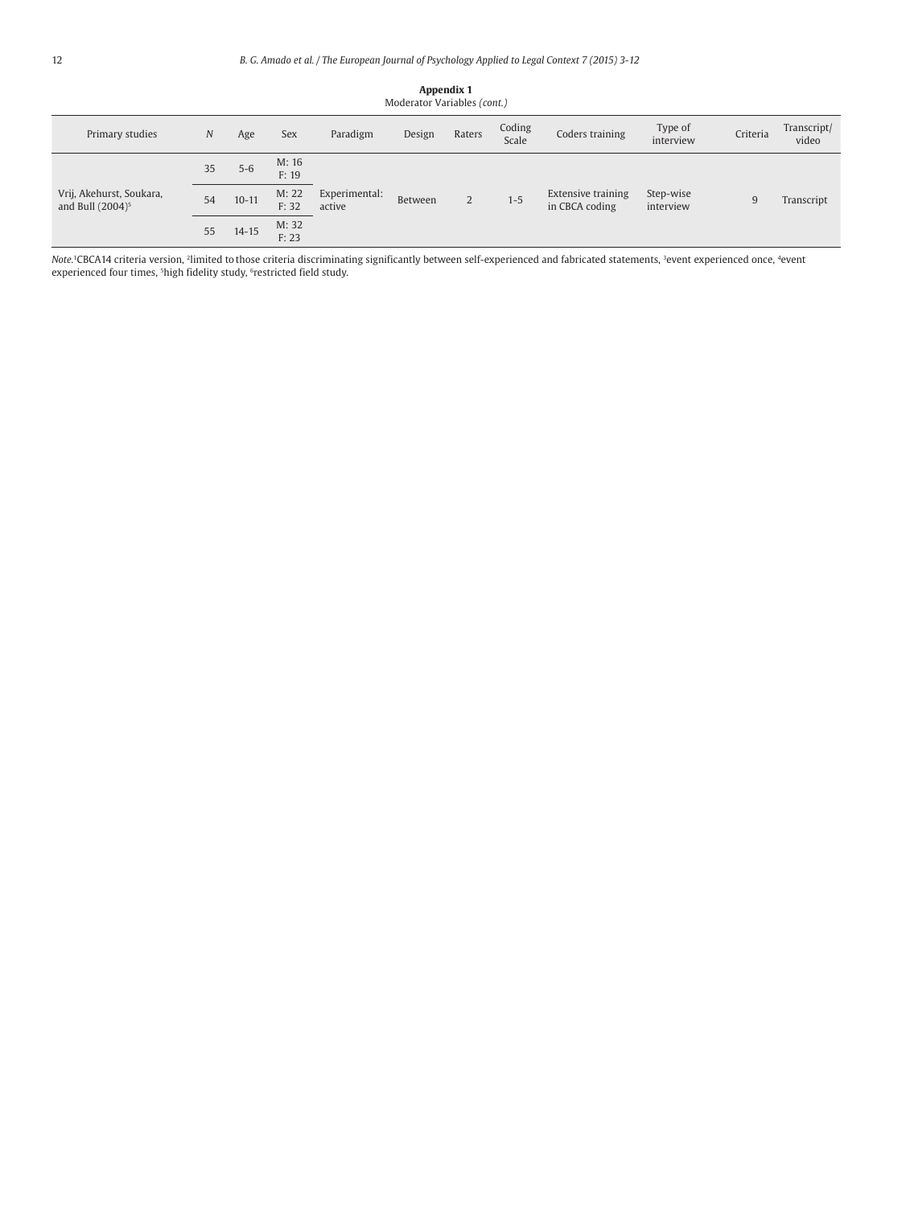**Appendix 1**
Moderator Variables *(cont.)*

| Primary studies | *N* | Age | Sex | Paradigm | Design | Raters | Coding Scale | Coders training | Type of interview | Criteria | Transcript/ video |
|---|---|---|---|---|---|---|---|---|---|---|---|
| Vrij, Akehurst, Soukara, and Bull (2004)[5] | 35 | 5-6 | M: 16 F: 19 | Experimental: active | Between | 2 | 1-5 | Extensive training in CBCA coding | Step-wise interview | 9 | Transcript |
| | 54 | 10-11 | M: 22 F: 32 | | | | | | | | |
| | 55 | 14-15 | M: 32 F: 23 | | | | | | | | |

*Note.*[1]CBCA14 criteria version, [2]limited to those criteria discriminating significantly between self-experienced and fabricated statements, [3]event experienced once, [4]event experienced four times, [5]high fidelity study, [6]restricted field study.